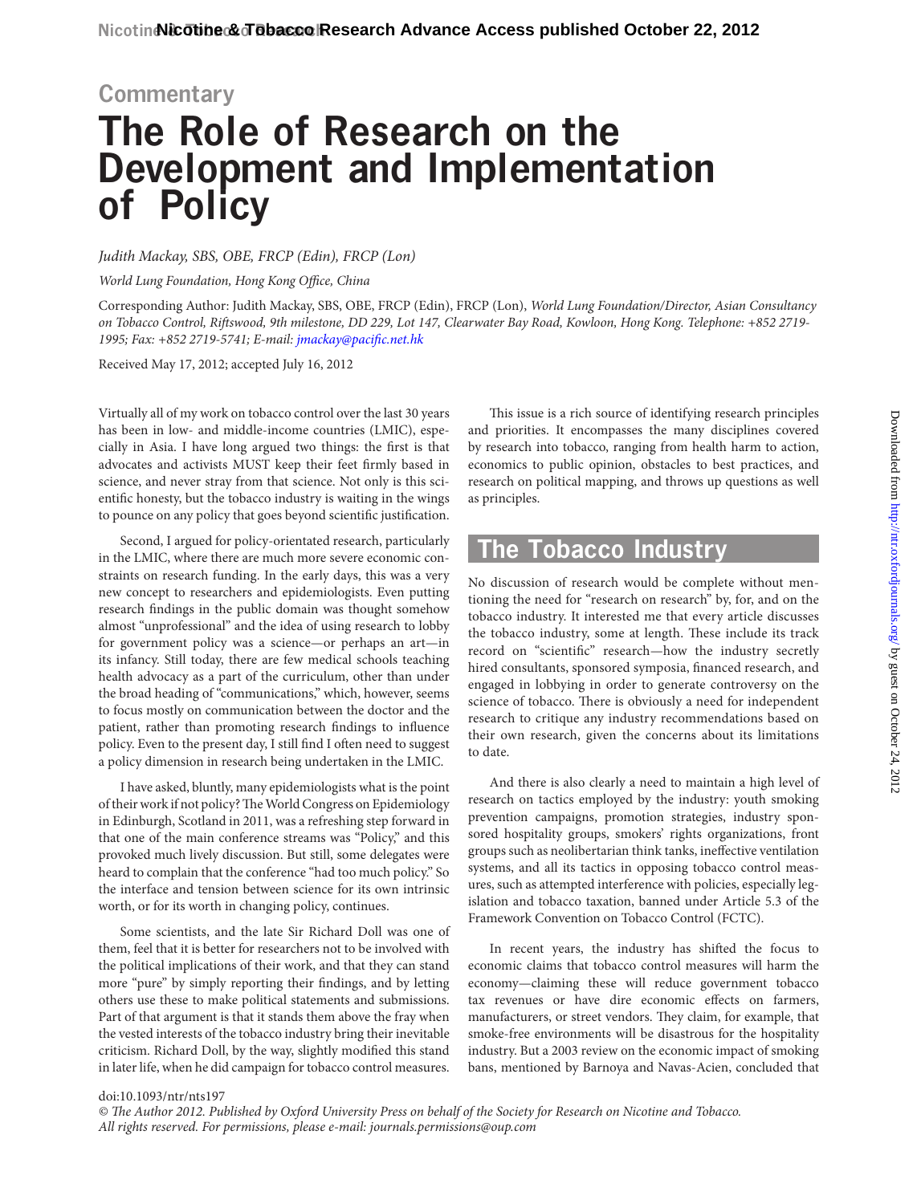Commentary

# The Role of Research on the Development and Implementation of Policy

*Judith Mackay, SBS, OBE, FRCP (Edin), FRCP (Lon)*

*World Lung Foundation, Hong Kong Office, China*

Corresponding Author: Judith Mackay, SBS, OBE, FRCP (Edin), FRCP (Lon), *World Lung Foundation/Director, Asian Consultancy on Tobacco Control, Riftswood, 9th milestone, DD 229, Lot 147, Clearwater Bay Road, Kowloon, Hong Kong. Telephone: +852 2719-1995; Fax: +852 2719-5741; E-mail: jmackay@pacific.net.hk*

Received May 17, 2012; accepted July 16, 2012

Virtually all of my work on tobacco control over the last 30 years has been in low- and middle-income countries (LMIC), especially in Asia. I have long argued two things: the first is that advocates and activists MUST keep their feet firmly based in science, and never stray from that science. Not only is this scientific honesty, but the tobacco industry is waiting in the wings to pounce on any policy that goes beyond scientific justification.

Second, I argued for policy-orientated research, particularly in the LMIC, where there are much more severe economic constraints on research funding. In the early days, this was a very new concept to researchers and epidemiologists. Even putting research findings in the public domain was thought somehow almost "unprofessional" and the idea of using research to lobby for government policy was a science—or perhaps an art—in its infancy. Still today, there are few medical schools teaching health advocacy as a part of the curriculum, other than under the broad heading of "communications," which, however, seems to focus mostly on communication between the doctor and the patient, rather than promoting research findings to influence policy. Even to the present day, I still find I often need to suggest a policy dimension in research being undertaken in the LMIC.

I have asked, bluntly, many epidemiologists what is the point of their work if not policy? The World Congress on Epidemiology in Edinburgh, Scotland in 2011, was a refreshing step forward in that one of the main conference streams was "Policy," and this provoked much lively discussion. But still, some delegates were heard to complain that the conference "had too much policy." So the interface and tension between science for its own intrinsic worth, or for its worth in changing policy, continues.

Some scientists, and the late Sir Richard Doll was one of them, feel that it is better for researchers not to be involved with the political implications of their work, and that they can stand more "pure" by simply reporting their findings, and by letting others use these to make political statements and submissions. Part of that argument is that it stands them above the fray when the vested interests of the tobacco industry bring their inevitable criticism. Richard Doll, by the way, slightly modified this stand in later life, when he did campaign for tobacco control measures.

This issue is a rich source of identifying research principles and priorities. It encompasses the many disciplines covered by research into tobacco, ranging from health harm to action, economics to public opinion, obstacles to best practices, and research on political mapping, and throws up questions as well as principles.

## The Tobacco Industry

No discussion of research would be complete without mentioning the need for "research on research" by, for, and on the tobacco industry. It interested me that every article discusses the tobacco industry, some at length. These include its track record on "scientific" research—how the industry secretly hired consultants, sponsored symposia, financed research, and engaged in lobbying in order to generate controversy on the science of tobacco. There is obviously a need for independent research to critique any industry recommendations based on their own research, given the concerns about its limitations to date.

And there is also clearly a need to maintain a high level of research on tactics employed by the industry: youth smoking prevention campaigns, promotion strategies, industry sponsored hospitality groups, smokers' rights organizations, front groups such as neolibertarian think tanks, ineffective ventilation systems, and all its tactics in opposing tobacco control measures, such as attempted interference with policies, especially legislation and tobacco taxation, banned under Article 5.3 of the Framework Convention on Tobacco Control (FCTC).

In recent years, the industry has shifted the focus to economic claims that tobacco control measures will harm the economy—claiming these will reduce government tobacco tax revenues or have dire economic effects on farmers, manufacturers, or street vendors. They claim, for example, that smoke-free environments will be disastrous for the hospitality industry. But a 2003 review on the economic impact of smoking bans, mentioned by Barnoya and Navas-Acien, concluded that

doi:10.1093/ntr/nts197

*© The Author 2012. Published by Oxford University Press on behalf of the Society for Research on Nicotine and Tobacco. All rights reserved. For permissions, please e-mail: journals.permissions@oup.com*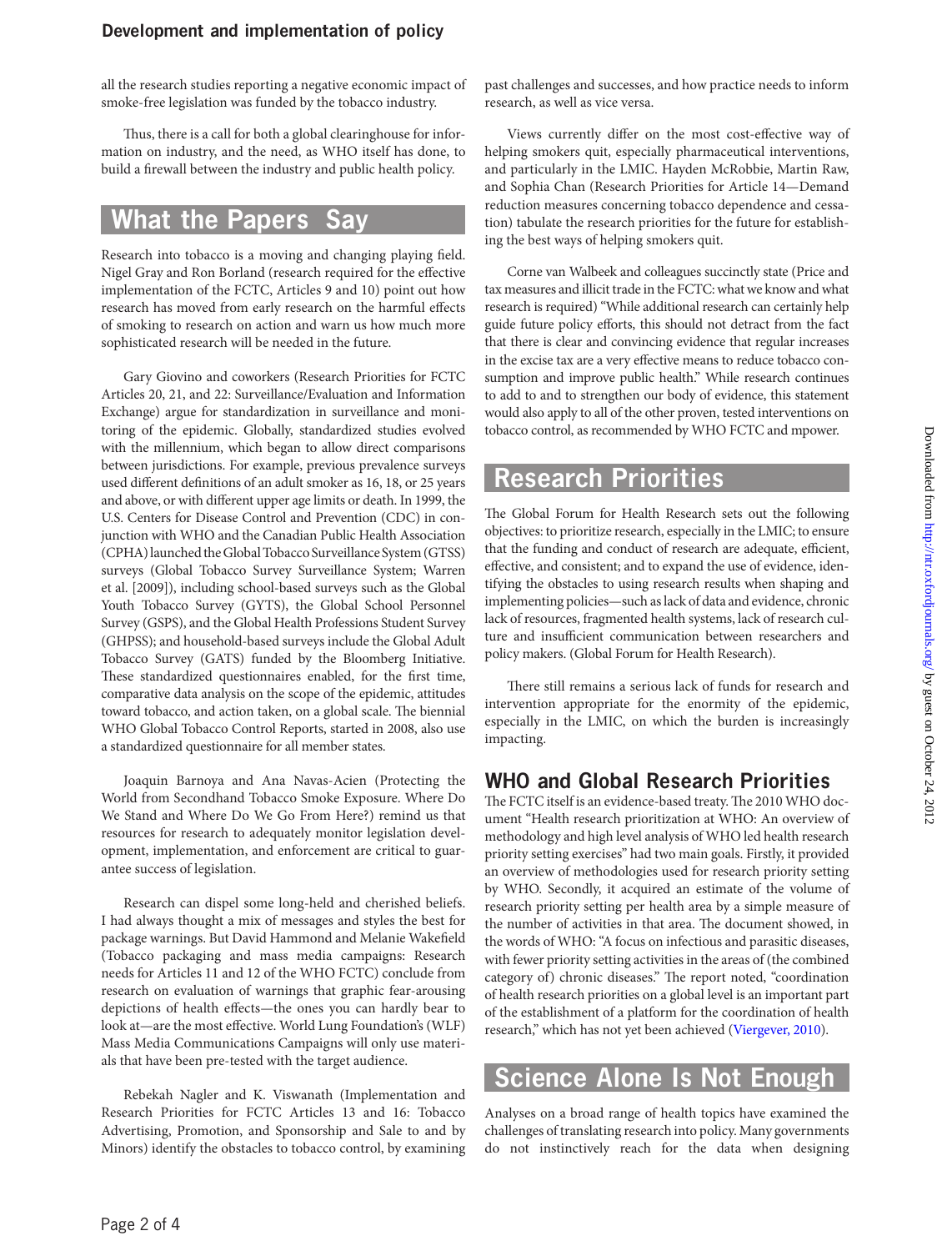all the research studies reporting a negative economic impact of smoke-free legislation was funded by the tobacco industry.

Thus, there is a call for both a global clearinghouse for information on industry, and the need, as WHO itself has done, to build a firewall between the industry and public health policy.

## What the Papers Say

Research into tobacco is a moving and changing playing field. Nigel Gray and Ron Borland (research required for the effective implementation of the FCTC, Articles 9 and 10) point out how research has moved from early research on the harmful effects of smoking to research on action and warn us how much more sophisticated research will be needed in the future.

Gary Giovino and coworkers (Research Priorities for FCTC Articles 20, 21, and 22: Surveillance/Evaluation and Information Exchange) argue for standardization in surveillance and monitoring of the epidemic. Globally, standardized studies evolved with the millennium, which began to allow direct comparisons between jurisdictions. For example, previous prevalence surveys used different definitions of an adult smoker as 16, 18, or 25 years and above, or with different upper age limits or death. In 1999, the U.S. Centers for Disease Control and Prevention (CDC) in conjunction with WHO and the Canadian Public Health Association (CPHA) launched the Global Tobacco Surveillance System (GTSS) surveys (Global Tobacco Survey Surveillance System; Warren et al. [2009]), including school-based surveys such as the Global Youth Tobacco Survey (GYTS), the Global School Personnel Survey (GSPS), and the Global Health Professions Student Survey (GHPSS); and household-based surveys include the Global Adult Tobacco Survey (GATS) funded by the Bloomberg Initiative. These standardized questionnaires enabled, for the first time, comparative data analysis on the scope of the epidemic, attitudes toward tobacco, and action taken, on a global scale. The biennial WHO Global Tobacco Control Reports, started in 2008, also use a standardized questionnaire for all member states.

Joaquin Barnoya and Ana Navas-Acien (Protecting the World from Secondhand Tobacco Smoke Exposure. Where Do We Stand and Where Do We Go From Here?) remind us that resources for research to adequately monitor legislation development, implementation, and enforcement are critical to guarantee success of legislation.

Research can dispel some long-held and cherished beliefs. I had always thought a mix of messages and styles the best for package warnings. But David Hammond and Melanie Wakefield (Tobacco packaging and mass media campaigns: Research needs for Articles 11 and 12 of the WHO FCTC) conclude from research on evaluation of warnings that graphic fear-arousing depictions of health effects—the ones you can hardly bear to look at—are the most effective. World Lung Foundation's (WLF) Mass Media Communications Campaigns will only use materials that have been pre-tested with the target audience.

Rebekah Nagler and K. Viswanath (Implementation and Research Priorities for FCTC Articles 13 and 16: Tobacco Advertising, Promotion, and Sponsorship and Sale to and by Minors) identify the obstacles to tobacco control, by examining past challenges and successes, and how practice needs to inform research, as well as vice versa.

Views currently differ on the most cost-effective way of helping smokers quit, especially pharmaceutical interventions, and particularly in the LMIC. Hayden McRobbie, Martin Raw, and Sophia Chan (Research Priorities for Article 14—Demand reduction measures concerning tobacco dependence and cessation) tabulate the research priorities for the future for establishing the best ways of helping smokers quit.

Corne van Walbeek and colleagues succinctly state (Price and tax measures and illicit trade in the FCTC: what we know and what research is required) "While additional research can certainly help guide future policy efforts, this should not detract from the fact that there is clear and convincing evidence that regular increases in the excise tax are a very effective means to reduce tobacco consumption and improve public health." While research continues to add to and to strengthen our body of evidence, this statement would also apply to all of the other proven, tested interventions on tobacco control, as recommended by WHO FCTC and mpower.

## Research Priorities

The Global Forum for Health Research sets out the following objectives: to prioritize research, especially in the LMIC; to ensure that the funding and conduct of research are adequate, efficient, effective, and consistent; and to expand the use of evidence, identifying the obstacles to using research results when shaping and implementing policies—such as lack of data and evidence, chronic lack of resources, fragmented health systems, lack of research culture and insufficient communication between researchers and policy makers. (Global Forum for Health Research).

There still remains a serious lack of funds for research and intervention appropriate for the enormity of the epidemic, especially in the LMIC, on which the burden is increasingly impacting.

### WHO and Global Research Priorities

The FCTC itself is an evidence-based treaty. The 2010 WHO document "Health research prioritization at WHO: An overview of methodology and high level analysis of WHO led health research priority setting exercises" had two main goals. Firstly, it provided an overview of methodologies used for research priority setting by WHO. Secondly, it acquired an estimate of the volume of research priority setting per health area by a simple measure of the number of activities in that area. The document showed, in the words of WHO: "A focus on infectious and parasitic diseases, with fewer priority setting activities in the areas of (the combined category of) chronic diseases." The report noted, "coordination of health research priorities on a global level is an important part of the establishment of a platform for the coordination of health research," which has not yet been achieved (Viergever, 2010).

## Science Alone Is Not Enough

Analyses on a broad range of health topics have examined the challenges of translating research into policy. Many governments do not instinctively reach for the data when designing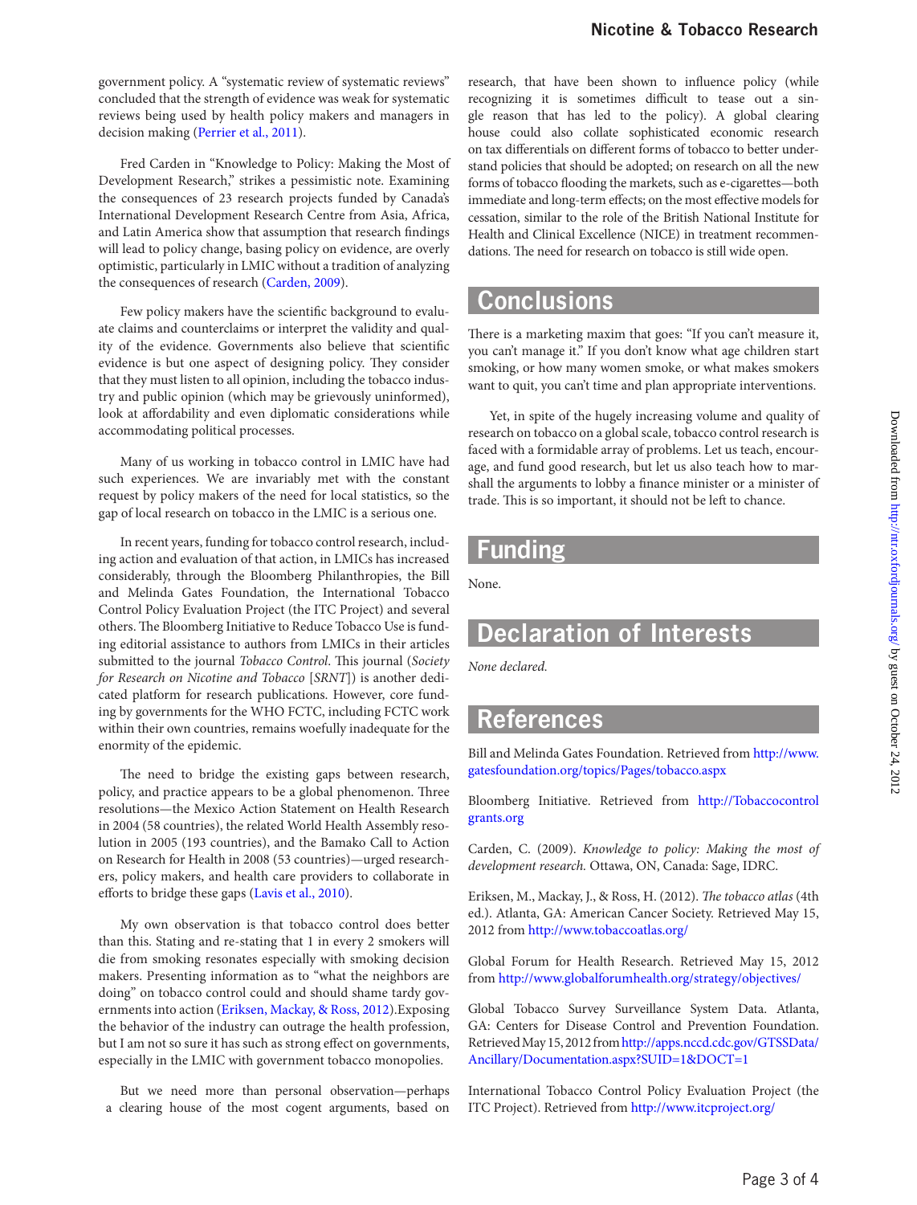government policy. A "systematic review of systematic reviews" concluded that the strength of evidence was weak for systematic reviews being used by health policy makers and managers in decision making (Perrier et al., 2011).

Fred Carden in "Knowledge to Policy: Making the Most of Development Research," strikes a pessimistic note. Examining the consequences of 23 research projects funded by Canada's International Development Research Centre from Asia, Africa, and Latin America show that assumption that research findings will lead to policy change, basing policy on evidence, are overly optimistic, particularly in LMIC without a tradition of analyzing the consequences of research (Carden, 2009).

Few policy makers have the scientific background to evaluate claims and counterclaims or interpret the validity and quality of the evidence. Governments also believe that scientific evidence is but one aspect of designing policy. They consider that they must listen to all opinion, including the tobacco industry and public opinion (which may be grievously uninformed), look at affordability and even diplomatic considerations while accommodating political processes.

Many of us working in tobacco control in LMIC have had such experiences. We are invariably met with the constant request by policy makers of the need for local statistics, so the gap of local research on tobacco in the LMIC is a serious one.

In recent years, funding for tobacco control research, including action and evaluation of that action, in LMICs has increased considerably, through the Bloomberg Philanthropies, the Bill and Melinda Gates Foundation, the International Tobacco Control Policy Evaluation Project (the ITC Project) and several others. The Bloomberg Initiative to Reduce Tobacco Use is funding editorial assistance to authors from LMICs in their articles submitted to the journal *Tobacco Control*. This journal (*Society for Research on Nicotine and Tobacco* [*SRNT*]) is another dedicated platform for research publications. However, core funding by governments for the WHO FCTC, including FCTC work within their own countries, remains woefully inadequate for the enormity of the epidemic.

The need to bridge the existing gaps between research, policy, and practice appears to be a global phenomenon. Three resolutions—the Mexico Action Statement on Health Research in 2004 (58 countries), the related World Health Assembly resolution in 2005 (193 countries), and the Bamako Call to Action on Research for Health in 2008 (53 countries)—urged researchers, policy makers, and health care providers to collaborate in efforts to bridge these gaps (Lavis et al., 2010).

My own observation is that tobacco control does better than this. Stating and re-stating that 1 in every 2 smokers will die from smoking resonates especially with smoking decision makers. Presenting information as to "what the neighbors are doing" on tobacco control could and should shame tardy governments into action (Eriksen, Mackay, & Ross, 2012).Exposing the behavior of the industry can outrage the health profession, but I am not so sure it has such as strong effect on governments, especially in the LMIC with government tobacco monopolies.

But we need more than personal observation—perhaps a clearing house of the most cogent arguments, based on research, that have been shown to influence policy (while recognizing it is sometimes difficult to tease out a single reason that has led to the policy). A global clearing house could also collate sophisticated economic research on tax differentials on different forms of tobacco to better understand policies that should be adopted; on research on all the new forms of tobacco flooding the markets, such as e-cigarettes—both immediate and long-term effects; on the most effective models for cessation, similar to the role of the British National Institute for Health and Clinical Excellence (NICE) in treatment recommendations. The need for research on tobacco is still wide open.

## Conclusions

There is a marketing maxim that goes: "If you can't measure it, you can't manage it." If you don't know what age children start smoking, or how many women smoke, or what makes smokers want to quit, you can't time and plan appropriate interventions.

Yet, in spite of the hugely increasing volume and quality of research on tobacco on a global scale, tobacco control research is faced with a formidable array of problems. Let us teach, encourage, and fund good research, but let us also teach how to marshall the arguments to lobby a finance minister or a minister of trade. This is so important, it should not be left to chance.

## Funding

None.

## Declaration of Interests

*None declared.*

## References

Bill and Melinda Gates Foundation. Retrieved from http://www.gatesfoundation.org/topics/Pages/tobacco.aspx

Bloomberg Initiative. Retrieved from http://Tobaccocontrolgrants.org

Carden, C. (2009). *Knowledge to policy: Making the most of development research.* Ottawa, ON, Canada: Sage, IDRC.

Eriksen, M., Mackay, J., & Ross, H. (2012). *The tobacco atlas* (4th ed.). Atlanta, GA: American Cancer Society. Retrieved May 15, 2012 from http://www.tobaccoatlas.org/

Global Forum for Health Research. Retrieved May 15, 2012 from http://www.globalforumhealth.org/strategy/objectives/

Global Tobacco Survey Surveillance System Data. Atlanta, GA: Centers for Disease Control and Prevention Foundation. Retrieved May 15, 2012 from http://apps.nccd.cdc.gov/GTSSData/Ancillary/Documentation.aspx?SUID=1&DOCT=1

International Tobacco Control Policy Evaluation Project (the ITC Project). Retrieved from http://www.itcproject.org/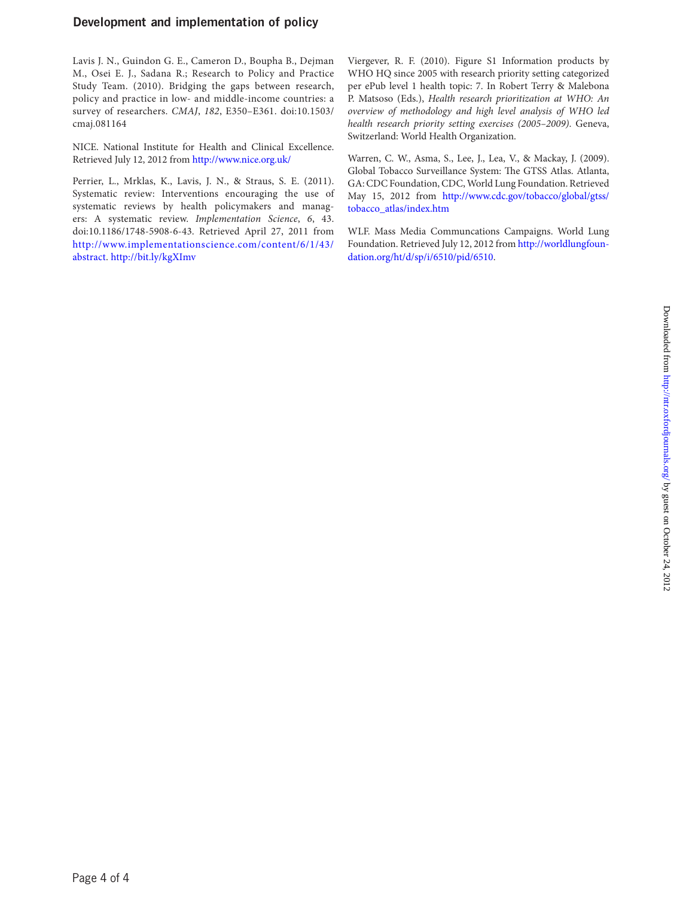Lavis J. N., Guindon G. E., Cameron D., Boupha B., Dejman M., Osei E. J., Sadana R.; Research to Policy and Practice Study Team. (2010). Bridging the gaps between research, policy and practice in low- and middle-income countries: a survey of researchers. *CMAJ*, *182*, E350–E361. doi:10.1503/cmaj.081164

NICE. National Institute for Health and Clinical Excellence. Retrieved July 12, 2012 from http://www.nice.org.uk/

Perrier, L., Mrklas, K., Lavis, J. N., & Straus, S. E. (2011). Systematic review: Interventions encouraging the use of systematic reviews by health policymakers and managers: A systematic review. *Implementation Science*, *6*, 43. doi:10.1186/1748-5908-6-43. Retrieved April 27, 2011 from http://www.implementationscience.com/content/6/1/43/abstract. http://bit.ly/kgXImv

Viergever, R. F. (2010). Figure S1 Information products by WHO HQ since 2005 with research priority setting categorized per ePub level 1 health topic: 7. In Robert Terry & Malebona P. Matsoso (Eds.), *Health research prioritization at WHO: An overview of methodology and high level analysis of WHO led health research priority setting exercises (2005–2009)*. Geneva, Switzerland: World Health Organization.

Warren, C. W., Asma, S., Lee, J., Lea, V., & Mackay, J. (2009). Global Tobacco Surveillance System: The GTSS Atlas. Atlanta, GA: CDC Foundation, CDC, World Lung Foundation. Retrieved May 15, 2012 from http://www.cdc.gov/tobacco/global/gtss/tobacco_atlas/index.htm

WLF. Mass Media Communcations Campaigns. World Lung Foundation. Retrieved July 12, 2012 from http://worldlungfoundation.org/ht/d/sp/i/6510/pid/6510.